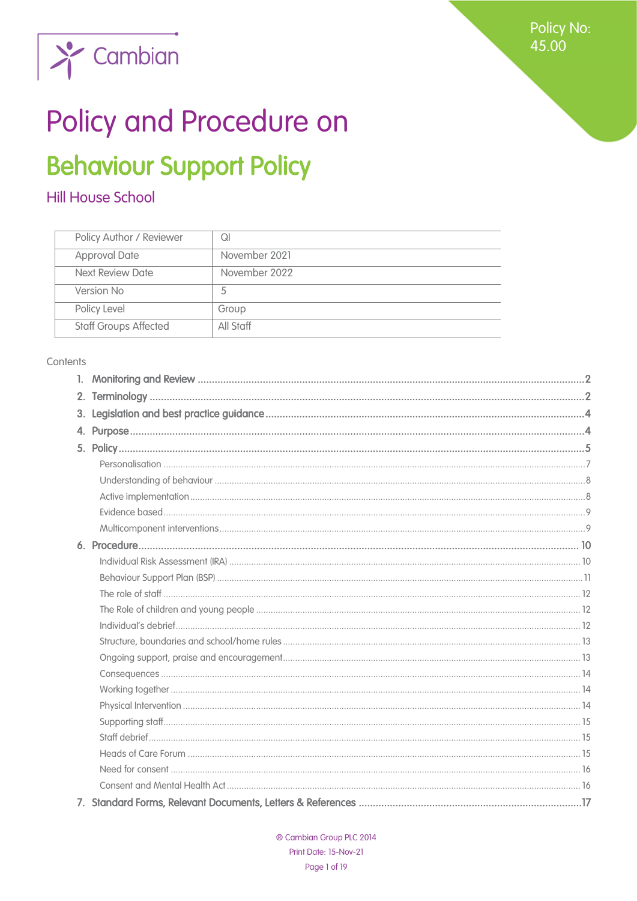Cambian

Policy No: 45.00

# Policy and Procedure on

# Behaviour Support Policy

## Hill House School

| Policy Author / Reviewer | QI |
|---|---|
| Approval Date | November 2021 |
| Next Review Date | November 2022 |
| Version No | 5 |
| Policy Level | Group |
| Staff Groups Affected | All Staff |

Contents

1. **Monitoring and Review** ..... 2
2. **Terminology** ..... 2
3. **Legislation and best practice guidance** ..... 4
4. **Purpose** ..... 4
5. **Policy** ..... 5
   - Personalisation ..... 7
   - Understanding of behaviour ..... 8
   - Active implementation ..... 8
   - Evidence based ..... 9
   - Multicomponent interventions ..... 9
6. **Procedure** ..... 10
   - Individual Risk Assessment (IRA) ..... 10
   - Behaviour Support Plan (BSP) ..... 11
   - The role of staff ..... 12
   - The Role of children and young people ..... 12
   - Individual's debrief ..... 12
   - Structure, boundaries and school/home rules ..... 13
   - Ongoing support, praise and encouragement ..... 13
   - Consequences ..... 14
   - Working together ..... 14
   - Physical Intervention ..... 14
   - Supporting staff ..... 15
   - Staff debrief ..... 15
   - Heads of Care Forum ..... 15
   - Need for consent ..... 16
   - Consent and Mental Health Act ..... 16
7. **Standard Forms, Relevant Documents, Letters & References** ..... 17

® Cambian Group PLC 2014

Print Date: 15-Nov-21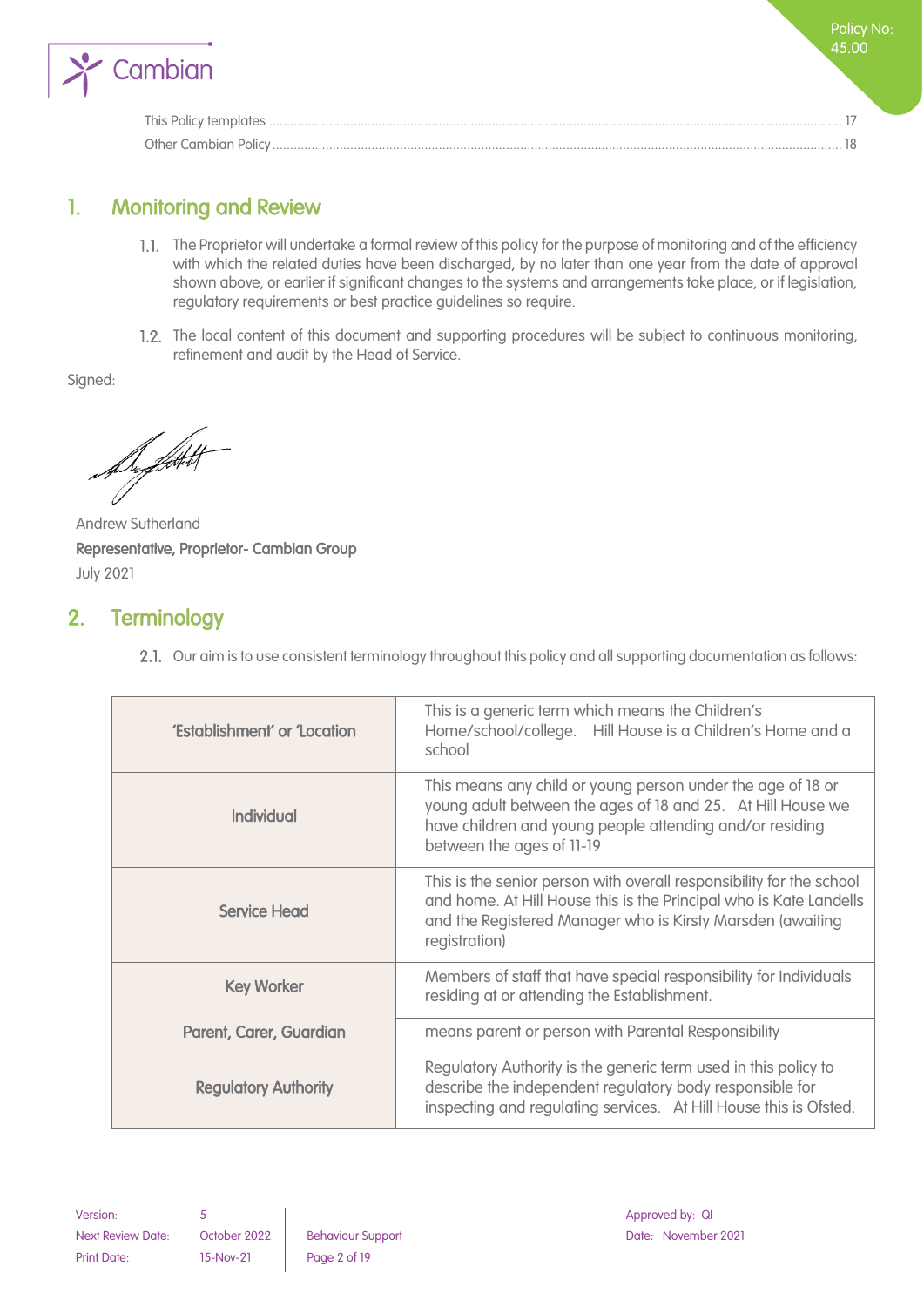This Policy templates ..................................................................................................................................................... 17
Other Cambian Policy ..................................................................................................................................................... 18

## 1. Monitoring and Review

1.1. The Proprietor will undertake a formal review of this policy for the purpose of monitoring and of the efficiency with which the related duties have been discharged, by no later than one year from the date of approval shown above, or earlier if significant changes to the systems and arrangements take place, or if legislation, regulatory requirements or best practice guidelines so require.

1.2. The local content of this document and supporting procedures will be subject to continuous monitoring, refinement and audit by the Head of Service.

Signed:

Andrew Sutherland
**Representative, Proprietor- Cambian Group**
July 2021

## 2. Terminology

2.1. Our aim is to use consistent terminology throughout this policy and all supporting documentation as follows:

| | |
|---|---|
| **'Establishment' or 'Location** | This is a generic term which means the Children's Home/school/college. Hill House is a Children's Home and a school |
| **Individual** | This means any child or young person under the age of 18 or young adult between the ages of 18 and 25. At Hill House we have children and young people attending and/or residing between the ages of 11-19 |
| **Service Head** | This is the senior person with overall responsibility for the school and home. At Hill House this is the Principal who is Kate Landells and the Registered Manager who is Kirsty Marsden (awaiting registration) |
| **Key Worker** | Members of staff that have special responsibility for Individuals residing at or attending the Establishment. |
| **Parent, Carer, Guardian** | means parent or person with Parental Responsibility |
| **Regulatory Authority** | Regulatory Authority is the generic term used in this policy to describe the independent regulatory body responsible for inspecting and regulating services. At Hill House this is Ofsted. |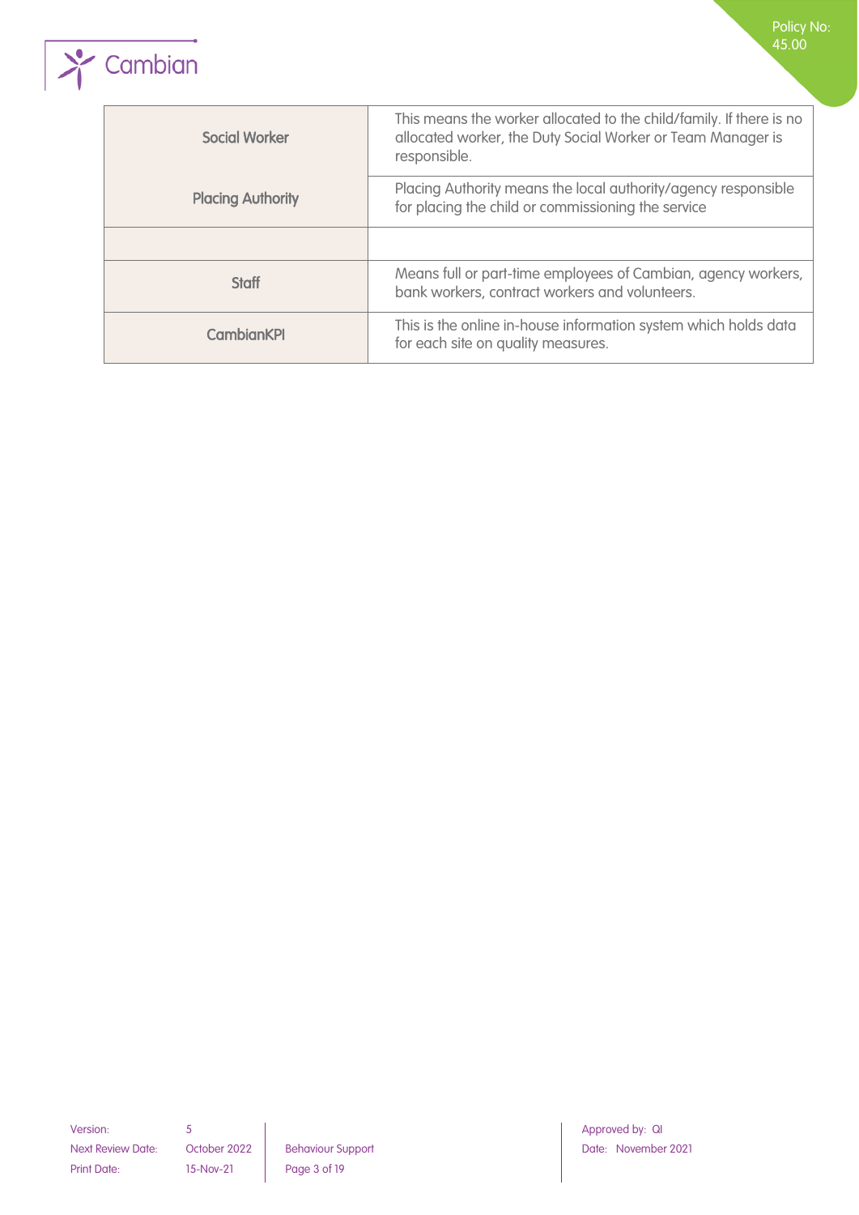| | |
|---|---|
| Social Worker | This means the worker allocated to the child/family. If there is no allocated worker, the Duty Social Worker or Team Manager is responsible. |
| Placing Authority | Placing Authority means the local authority/agency responsible for placing the child or commissioning the service |
| | |
| Staff | Means full or part-time employees of Cambian, agency workers, bank workers, contract workers and volunteers. |
| CambianKPI | This is the online in-house information system which holds data for each site on quality measures. |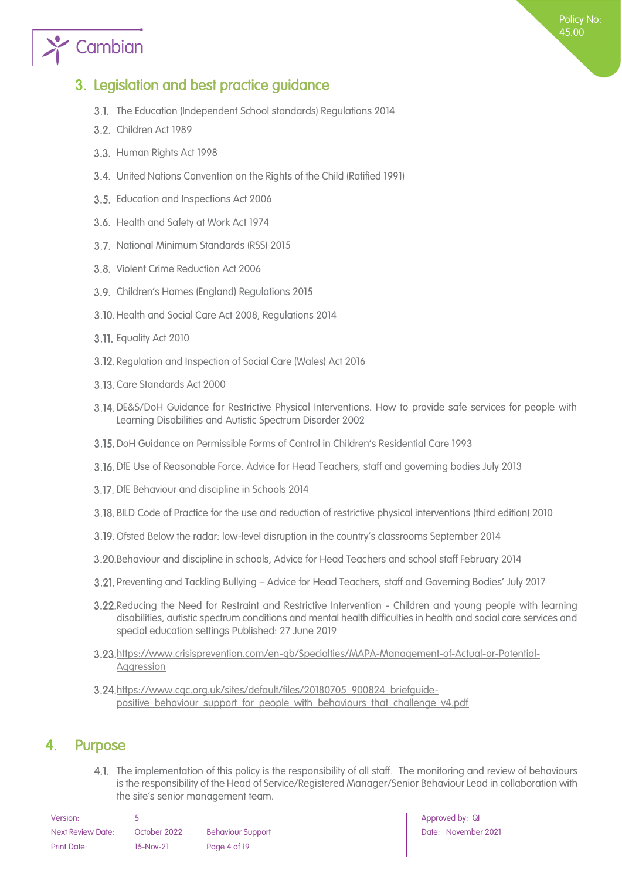## 3. Legislation and best practice guidance

3.1. The Education (Independent School standards) Regulations 2014

3.2. Children Act 1989

3.3. Human Rights Act 1998

3.4. United Nations Convention on the Rights of the Child (Ratified 1991)

3.5. Education and Inspections Act 2006

3.6. Health and Safety at Work Act 1974

3.7. National Minimum Standards (RSS) 2015

3.8. Violent Crime Reduction Act 2006

3.9. Children's Homes (England) Regulations 2015

3.10. Health and Social Care Act 2008, Regulations 2014

3.11. Equality Act 2010

3.12. Regulation and Inspection of Social Care (Wales) Act 2016

3.13. Care Standards Act 2000

3.14. DE&S/DoH Guidance for Restrictive Physical Interventions. How to provide safe services for people with Learning Disabilities and Autistic Spectrum Disorder 2002

3.15. DoH Guidance on Permissible Forms of Control in Children's Residential Care 1993

3.16. DfE Use of Reasonable Force. Advice for Head Teachers, staff and governing bodies July 2013

3.17. DfE Behaviour and discipline in Schools 2014

3.18. BILD Code of Practice for the use and reduction of restrictive physical interventions (third edition) 2010

3.19. Ofsted Below the radar: low-level disruption in the country's classrooms September 2014

3.20. Behaviour and discipline in schools, Advice for Head Teachers and school staff February 2014

3.21. Preventing and Tackling Bullying – Advice for Head Teachers, staff and Governing Bodies' July 2017

3.22. Reducing the Need for Restraint and Restrictive Intervention - Children and young people with learning disabilities, autistic spectrum conditions and mental health difficulties in health and social care services and special education settings Published: 27 June 2019

3.23. https://www.crisisprevention.com/en-gb/Specialties/MAPA-Management-of-Actual-or-Potential-Aggression

3.24. https://www.cqc.org.uk/sites/default/files/20180705_900824_briefguide-positive_behaviour_support_for_people_with_behaviours_that_challenge_v4.pdf

## 4. Purpose

4.1. The implementation of this policy is the responsibility of all staff. The monitoring and review of behaviours is the responsibility of the Head of Service/Registered Manager/Senior Behaviour Lead in collaboration with the site's senior management team.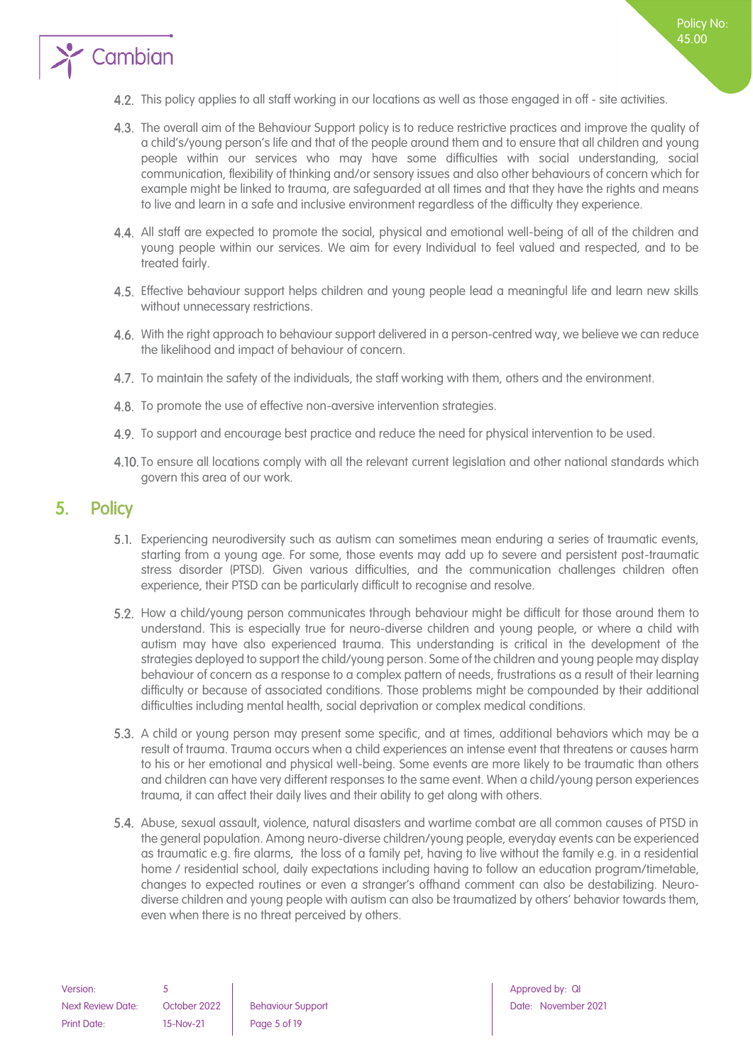4.2. This policy applies to all staff working in our locations as well as those engaged in off - site activities.

4.3. The overall aim of the Behaviour Support policy is to reduce restrictive practices and improve the quality of a child's/young person's life and that of the people around them and to ensure that all children and young people within our services who may have some difficulties with social understanding, social communication, flexibility of thinking and/or sensory issues and also other behaviours of concern which for example might be linked to trauma, are safeguarded at all times and that they have the rights and means to live and learn in a safe and inclusive environment regardless of the difficulty they experience.

4.4. All staff are expected to promote the social, physical and emotional well-being of all of the children and young people within our services. We aim for every Individual to feel valued and respected, and to be treated fairly.

4.5. Effective behaviour support helps children and young people lead a meaningful life and learn new skills without unnecessary restrictions.

4.6. With the right approach to behaviour support delivered in a person-centred way, we believe we can reduce the likelihood and impact of behaviour of concern.

4.7. To maintain the safety of the individuals, the staff working with them, others and the environment.

4.8. To promote the use of effective non-aversive intervention strategies.

4.9. To support and encourage best practice and reduce the need for physical intervention to be used.

4.10. To ensure all locations comply with all the relevant current legislation and other national standards which govern this area of our work.

## 5. Policy

5.1. Experiencing neurodiversity such as autism can sometimes mean enduring a series of traumatic events, starting from a young age. For some, those events may add up to severe and persistent post-traumatic stress disorder (PTSD). Given various difficulties, and the communication challenges children often experience, their PTSD can be particularly difficult to recognise and resolve.

5.2. How a child/young person communicates through behaviour might be difficult for those around them to understand. This is especially true for neuro-diverse children and young people, or where a child with autism may have also experienced trauma. This understanding is critical in the development of the strategies deployed to support the child/young person. Some of the children and young people may display behaviour of concern as a response to a complex pattern of needs, frustrations as a result of their learning difficulty or because of associated conditions. Those problems might be compounded by their additional difficulties including mental health, social deprivation or complex medical conditions.

5.3. A child or young person may present some specific, and at times, additional behaviors which may be a result of trauma. Trauma occurs when a child experiences an intense event that threatens or causes harm to his or her emotional and physical well-being. Some events are more likely to be traumatic than others and children can have very different responses to the same event. When a child/young person experiences trauma, it can affect their daily lives and their ability to get along with others.

5.4. Abuse, sexual assault, violence, natural disasters and wartime combat are all common causes of PTSD in the general population. Among neuro-diverse children/young people, everyday events can be experienced as traumatic e.g. fire alarms, the loss of a family pet, having to live without the family e.g. in a residential home / residential school, daily expectations including having to follow an education program/timetable, changes to expected routines or even a stranger's offhand comment can also be destabilizing. Neuro-diverse children and young people with autism can also be traumatized by others' behavior towards them, even when there is no threat perceived by others.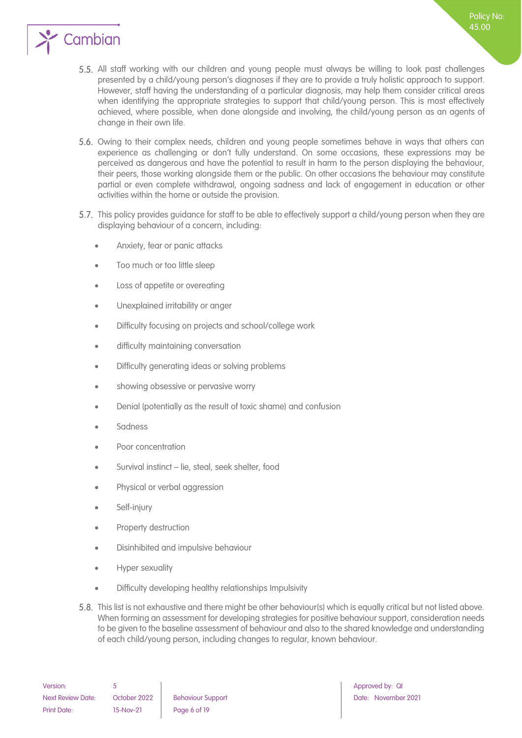5.5. All staff working with our children and young people must always be willing to look past challenges presented by a child/young person's diagnoses if they are to provide a truly holistic approach to support. However, staff having the understanding of a particular diagnosis, may help them consider critical areas when identifying the appropriate strategies to support that child/young person. This is most effectively achieved, where possible, when done alongside and involving, the child/young person as an agents of change in their own life.

5.6. Owing to their complex needs, children and young people sometimes behave in ways that others can experience as challenging or don't fully understand. On some occasions, these expressions may be perceived as dangerous and have the potential to result in harm to the person displaying the behaviour, their peers, those working alongside them or the public. On other occasions the behaviour may constitute partial or even complete withdrawal, ongoing sadness and lack of engagement in education or other activities within the home or outside the provision.

5.7. This policy provides guidance for staff to be able to effectively support a child/young person when they are displaying behaviour of a concern, including:

- Anxiety, fear or panic attacks
- Too much or too little sleep
- Loss of appetite or overeating
- Unexplained irritability or anger
- Difficulty focusing on projects and school/college work
- difficulty maintaining conversation
- Difficulty generating ideas or solving problems
- showing obsessive or pervasive worry
- Denial (potentially as the result of toxic shame) and confusion
- Sadness
- Poor concentration
- Survival instinct – lie, steal, seek shelter, food
- Physical or verbal aggression
- Self-injury
- Property destruction
- Disinhibited and impulsive behaviour
- Hyper sexuality
- Difficulty developing healthy relationships Impulsivity

5.8. This list is not exhaustive and there might be other behaviour(s) which is equally critical but not listed above. When forming an assessment for developing strategies for positive behaviour support, consideration needs to be given to the baseline assessment of behaviour and also to the shared knowledge and understanding of each child/young person, including changes to regular, known behaviour.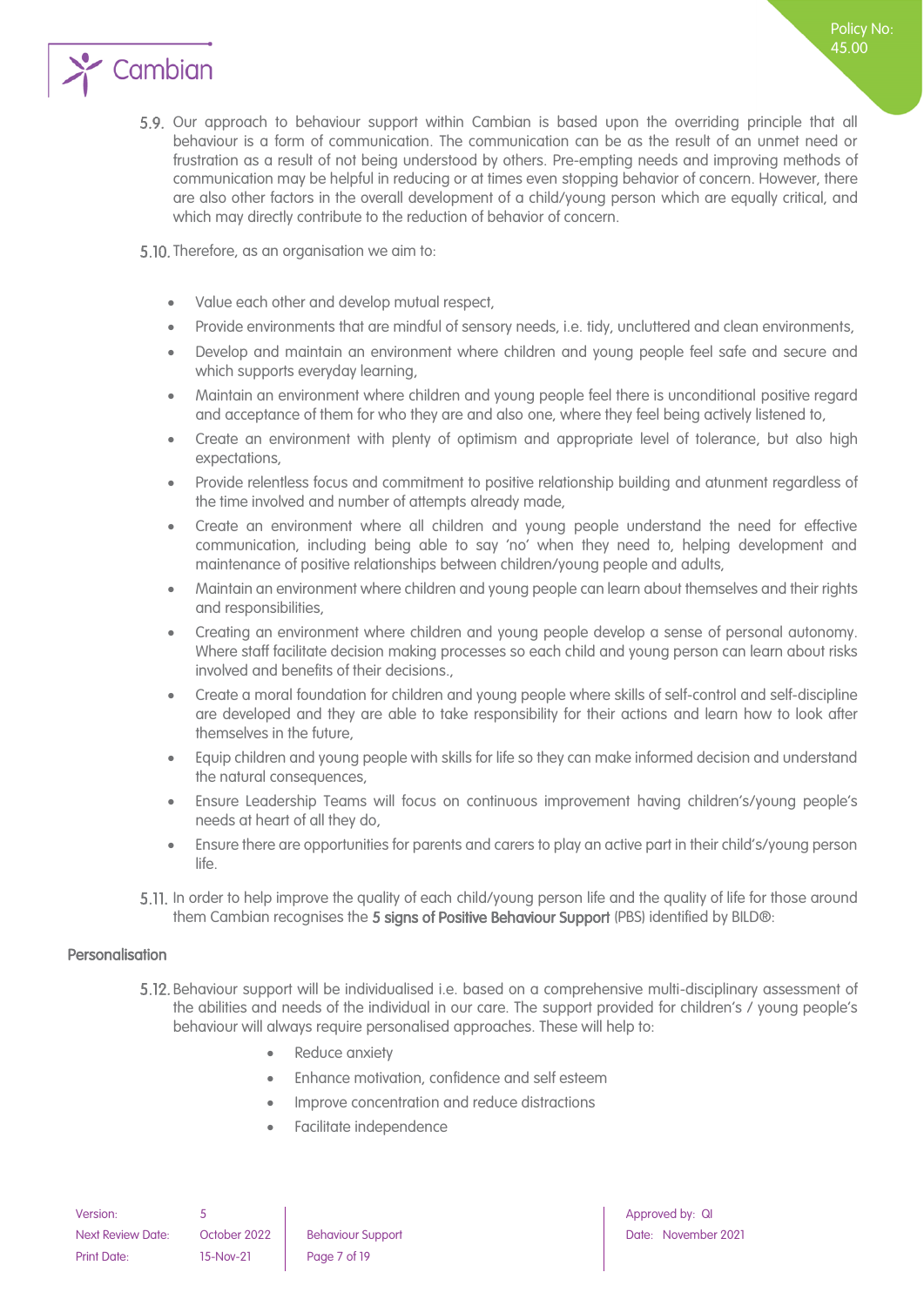5.9. Our approach to behaviour support within Cambian is based upon the overriding principle that all behaviour is a form of communication. The communication can be as the result of an unmet need or frustration as a result of not being understood by others. Pre-empting needs and improving methods of communication may be helpful in reducing or at times even stopping behavior of concern. However, there are also other factors in the overall development of a child/young person which are equally critical, and which may directly contribute to the reduction of behavior of concern.

5.10. Therefore, as an organisation we aim to:

- Value each other and develop mutual respect,
- Provide environments that are mindful of sensory needs, i.e. tidy, uncluttered and clean environments,
- Develop and maintain an environment where children and young people feel safe and secure and which supports everyday learning,
- Maintain an environment where children and young people feel there is unconditional positive regard and acceptance of them for who they are and also one, where they feel being actively listened to,
- Create an environment with plenty of optimism and appropriate level of tolerance, but also high expectations,
- Provide relentless focus and commitment to positive relationship building and atunment regardless of the time involved and number of attempts already made,
- Create an environment where all children and young people understand the need for effective communication, including being able to say 'no' when they need to, helping development and maintenance of positive relationships between children/young people and adults,
- Maintain an environment where children and young people can learn about themselves and their rights and responsibilities,
- Creating an environment where children and young people develop a sense of personal autonomy. Where staff facilitate decision making processes so each child and young person can learn about risks involved and benefits of their decisions.,
- Create a moral foundation for children and young people where skills of self-control and self-discipline are developed and they are able to take responsibility for their actions and learn how to look after themselves in the future,
- Equip children and young people with skills for life so they can make informed decision and understand the natural consequences,
- Ensure Leadership Teams will focus on continuous improvement having children's/young people's needs at heart of all they do,
- Ensure there are opportunities for parents and carers to play an active part in their child's/young person life.

5.11. In order to help improve the quality of each child/young person life and the quality of life for those around them Cambian recognises the **5 signs of Positive Behaviour Support** (PBS) identified by BILD®:

### Personalisation

5.12. Behaviour support will be individualised i.e. based on a comprehensive multi-disciplinary assessment of the abilities and needs of the individual in our care. The support provided for children's / young people's behaviour will always require personalised approaches. These will help to:

- Reduce anxiety
- Enhance motivation, confidence and self esteem
- Improve concentration and reduce distractions
- Facilitate independence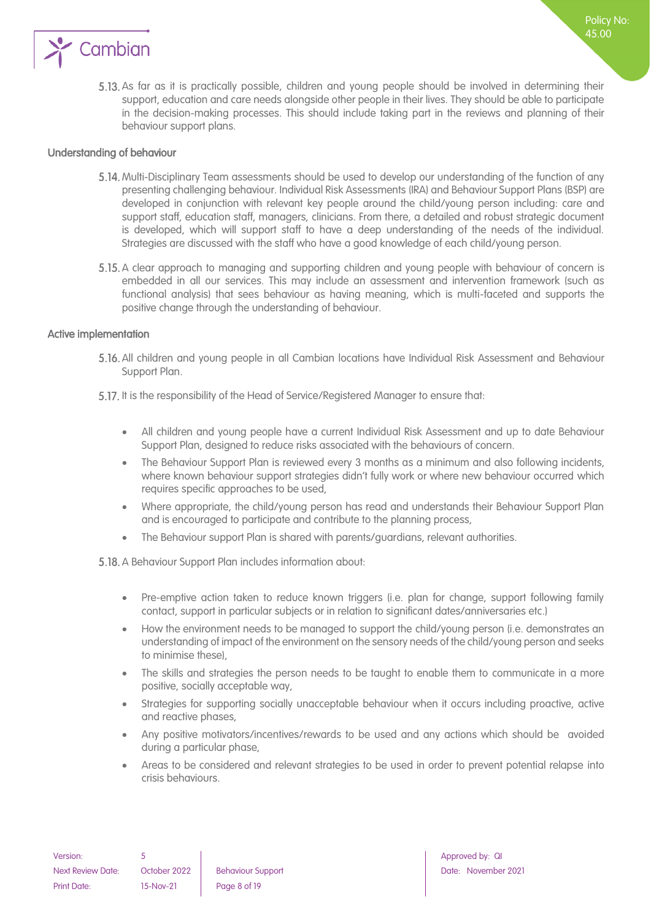5.13. As far as it is practically possible, children and young people should be involved in determining their support, education and care needs alongside other people in their lives. They should be able to participate in the decision-making processes. This should include taking part in the reviews and planning of their behaviour support plans.

### Understanding of behaviour

5.14. Multi-Disciplinary Team assessments should be used to develop our understanding of the function of any presenting challenging behaviour. Individual Risk Assessments (IRA) and Behaviour Support Plans (BSP) are developed in conjunction with relevant key people around the child/young person including: care and support staff, education staff, managers, clinicians. From there, a detailed and robust strategic document is developed, which will support staff to have a deep understanding of the needs of the individual. Strategies are discussed with the staff who have a good knowledge of each child/young person.

5.15. A clear approach to managing and supporting children and young people with behaviour of concern is embedded in all our services. This may include an assessment and intervention framework (such as functional analysis) that sees behaviour as having meaning, which is multi-faceted and supports the positive change through the understanding of behaviour.

### Active implementation

5.16. All children and young people in all Cambian locations have Individual Risk Assessment and Behaviour Support Plan.

5.17. It is the responsibility of the Head of Service/Registered Manager to ensure that:

- All children and young people have a current Individual Risk Assessment and up to date Behaviour Support Plan, designed to reduce risks associated with the behaviours of concern.
- The Behaviour Support Plan is reviewed every 3 months as a minimum and also following incidents, where known behaviour support strategies didn't fully work or where new behaviour occurred which requires specific approaches to be used,
- Where appropriate, the child/young person has read and understands their Behaviour Support Plan and is encouraged to participate and contribute to the planning process,
- The Behaviour support Plan is shared with parents/guardians, relevant authorities.

5.18. A Behaviour Support Plan includes information about:

- Pre-emptive action taken to reduce known triggers (i.e. plan for change, support following family contact, support in particular subjects or in relation to significant dates/anniversaries etc.)
- How the environment needs to be managed to support the child/young person (i.e. demonstrates an understanding of impact of the environment on the sensory needs of the child/young person and seeks to minimise these),
- The skills and strategies the person needs to be taught to enable them to communicate in a more positive, socially acceptable way,
- Strategies for supporting socially unacceptable behaviour when it occurs including proactive, active and reactive phases,
- Any positive motivators/incentives/rewards to be used and any actions which should be avoided during a particular phase,
- Areas to be considered and relevant strategies to be used in order to prevent potential relapse into crisis behaviours.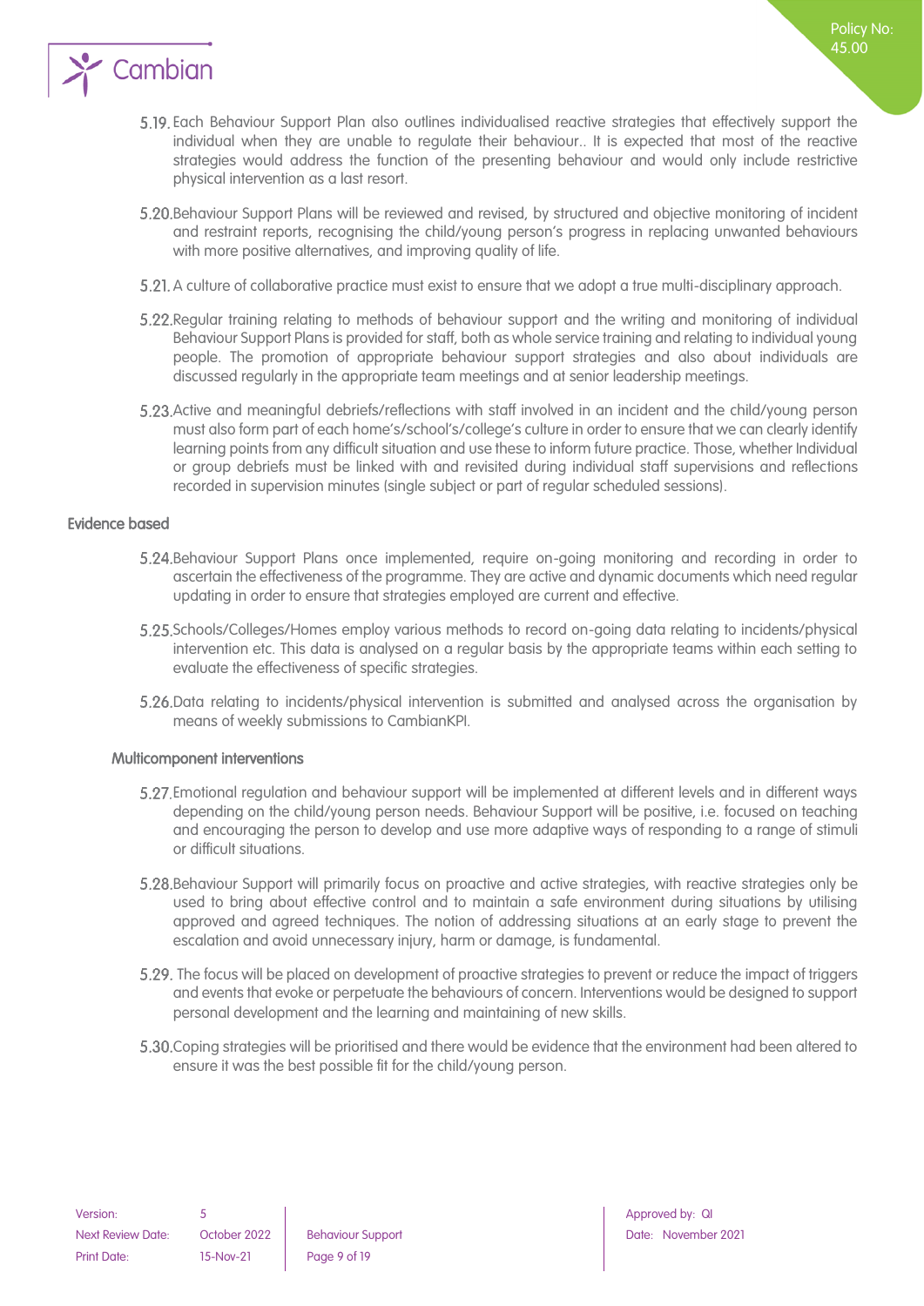5.19. Each Behaviour Support Plan also outlines individualised reactive strategies that effectively support the individual when they are unable to regulate their behaviour.. It is expected that most of the reactive strategies would address the function of the presenting behaviour and would only include restrictive physical intervention as a last resort.

5.20. Behaviour Support Plans will be reviewed and revised, by structured and objective monitoring of incident and restraint reports, recognising the child/young person's progress in replacing unwanted behaviours with more positive alternatives, and improving quality of life.

5.21. A culture of collaborative practice must exist to ensure that we adopt a true multi-disciplinary approach.

5.22. Regular training relating to methods of behaviour support and the writing and monitoring of individual Behaviour Support Plans is provided for staff, both as whole service training and relating to individual young people. The promotion of appropriate behaviour support strategies and also about individuals are discussed regularly in the appropriate team meetings and at senior leadership meetings.

5.23. Active and meaningful debriefs/reflections with staff involved in an incident and the child/young person must also form part of each home's/school's/college's culture in order to ensure that we can clearly identify learning points from any difficult situation and use these to inform future practice. Those, whether Individual or group debriefs must be linked with and revisited during individual staff supervisions and reflections recorded in supervision minutes (single subject or part of regular scheduled sessions).

### Evidence based

5.24. Behaviour Support Plans once implemented, require on-going monitoring and recording in order to ascertain the effectiveness of the programme. They are active and dynamic documents which need regular updating in order to ensure that strategies employed are current and effective.

5.25. Schools/Colleges/Homes employ various methods to record on-going data relating to incidents/physical intervention etc. This data is analysed on a regular basis by the appropriate teams within each setting to evaluate the effectiveness of specific strategies.

5.26. Data relating to incidents/physical intervention is submitted and analysed across the organisation by means of weekly submissions to CambianKPI.

### Multicomponent interventions

5.27. Emotional regulation and behaviour support will be implemented at different levels and in different ways depending on the child/young person needs. Behaviour Support will be positive, i.e. focused on teaching and encouraging the person to develop and use more adaptive ways of responding to a range of stimuli or difficult situations.

5.28. Behaviour Support will primarily focus on proactive and active strategies, with reactive strategies only be used to bring about effective control and to maintain a safe environment during situations by utilising approved and agreed techniques. The notion of addressing situations at an early stage to prevent the escalation and avoid unnecessary injury, harm or damage, is fundamental.

5.29. The focus will be placed on development of proactive strategies to prevent or reduce the impact of triggers and events that evoke or perpetuate the behaviours of concern. Interventions would be designed to support personal development and the learning and maintaining of new skills.

5.30. Coping strategies will be prioritised and there would be evidence that the environment had been altered to ensure it was the best possible fit for the child/young person.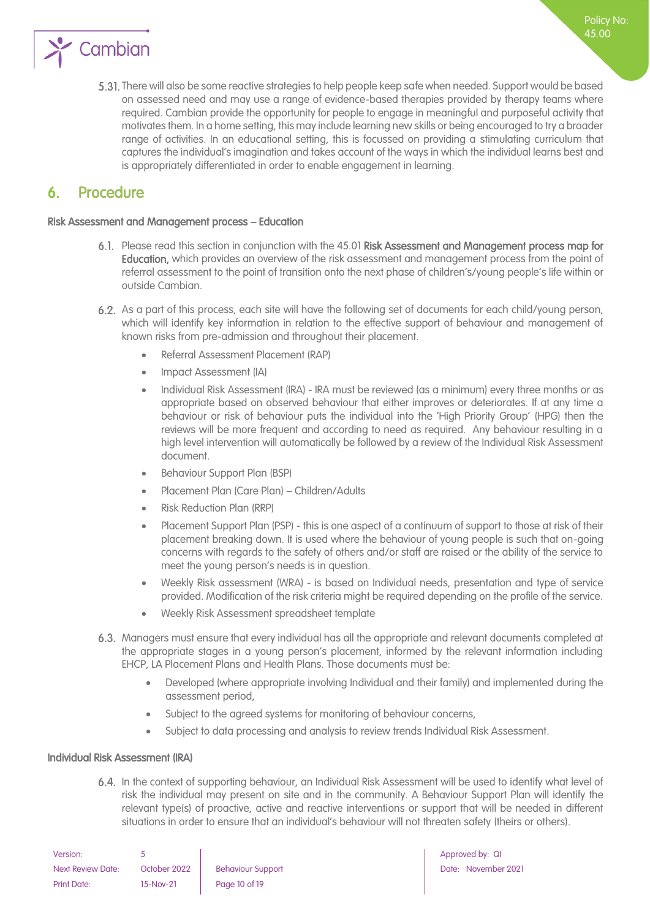5.31. There will also be some reactive strategies to help people keep safe when needed. Support would be based on assessed need and may use a range of evidence-based therapies provided by therapy teams where required. Cambian provide the opportunity for people to engage in meaningful and purposeful activity that motivates them. In a home setting, this may include learning new skills or being encouraged to try a broader range of activities. In an educational setting, this is focussed on providing a stimulating curriculum that captures the individual's imagination and takes account of the ways in which the individual learns best and is appropriately differentiated in order to enable engagement in learning.

## 6. Procedure

### Risk Assessment and Management process – Education

6.1. Please read this section in conjunction with the 45.01 **Risk Assessment and Management process map for Education,** which provides an overview of the risk assessment and management process from the point of referral assessment to the point of transition onto the next phase of children's/young people's life within or outside Cambian.

6.2. As a part of this process, each site will have the following set of documents for each child/young person, which will identify key information in relation to the effective support of behaviour and management of known risks from pre-admission and throughout their placement.

- Referral Assessment Placement (RAP)
- Impact Assessment (IA)
- Individual Risk Assessment (IRA) - IRA must be reviewed (as a minimum) every three months or as appropriate based on observed behaviour that either improves or deteriorates. If at any time a behaviour or risk of behaviour puts the individual into the 'High Priority Group' (HPG) then the reviews will be more frequent and according to need as required. Any behaviour resulting in a high level intervention will automatically be followed by a review of the Individual Risk Assessment document.
- Behaviour Support Plan (BSP)
- Placement Plan (Care Plan) – Children/Adults
- Risk Reduction Plan (RRP)
- Placement Support Plan (PSP) - this is one aspect of a continuum of support to those at risk of their placement breaking down. It is used where the behaviour of young people is such that on-going concerns with regards to the safety of others and/or staff are raised or the ability of the service to meet the young person's needs is in question.
- Weekly Risk assessment (WRA) - is based on Individual needs, presentation and type of service provided. Modification of the risk criteria might be required depending on the profile of the service.
- Weekly Risk Assessment spreadsheet template

6.3. Managers must ensure that every individual has all the appropriate and relevant documents completed at the appropriate stages in a young person's placement, informed by the relevant information including EHCP, LA Placement Plans and Health Plans. Those documents must be:

- Developed (where appropriate involving Individual and their family) and implemented during the assessment period,
- Subject to the agreed systems for monitoring of behaviour concerns,
- Subject to data processing and analysis to review trends Individual Risk Assessment.

### Individual Risk Assessment (IRA)

6.4. In the context of supporting behaviour, an Individual Risk Assessment will be used to identify what level of risk the individual may present on site and in the community. A Behaviour Support Plan will identify the relevant type(s) of proactive, active and reactive interventions or support that will be needed in different situations in order to ensure that an individual's behaviour will not threaten safety (theirs or others).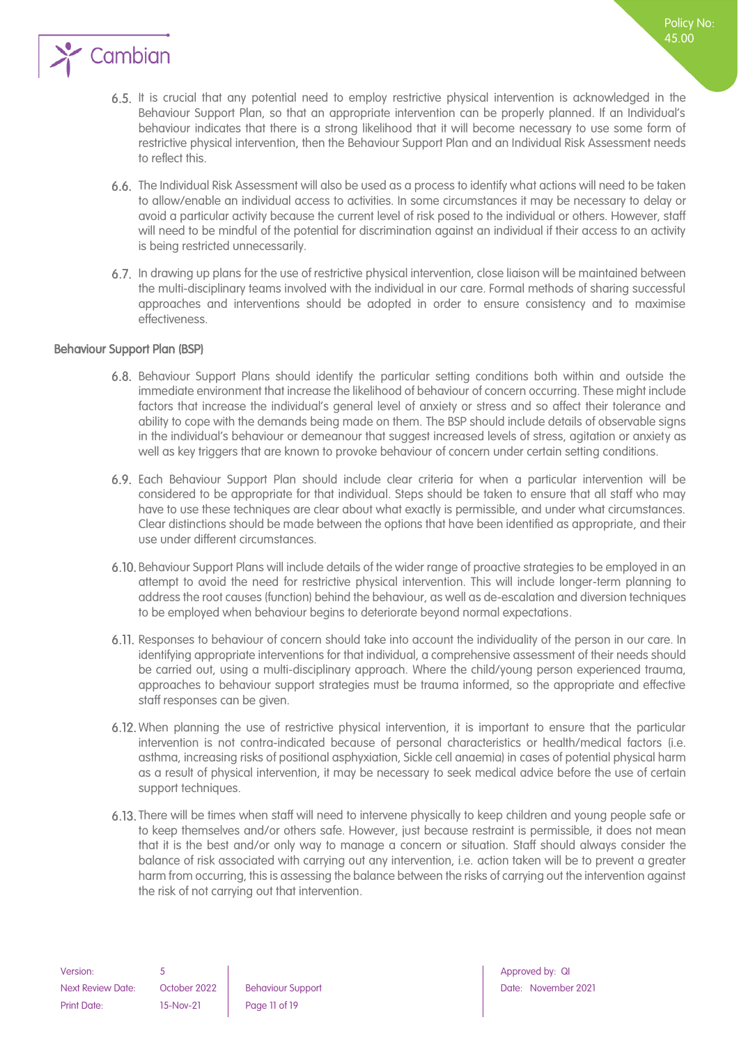6.5. It is crucial that any potential need to employ restrictive physical intervention is acknowledged in the Behaviour Support Plan, so that an appropriate intervention can be properly planned. If an Individual's behaviour indicates that there is a strong likelihood that it will become necessary to use some form of restrictive physical intervention, then the Behaviour Support Plan and an Individual Risk Assessment needs to reflect this.

6.6. The Individual Risk Assessment will also be used as a process to identify what actions will need to be taken to allow/enable an individual access to activities. In some circumstances it may be necessary to delay or avoid a particular activity because the current level of risk posed to the individual or others. However, staff will need to be mindful of the potential for discrimination against an individual if their access to an activity is being restricted unnecessarily.

6.7. In drawing up plans for the use of restrictive physical intervention, close liaison will be maintained between the multi-disciplinary teams involved with the individual in our care. Formal methods of sharing successful approaches and interventions should be adopted in order to ensure consistency and to maximise effectiveness.

### Behaviour Support Plan (BSP)

6.8. Behaviour Support Plans should identify the particular setting conditions both within and outside the immediate environment that increase the likelihood of behaviour of concern occurring. These might include factors that increase the individual's general level of anxiety or stress and so affect their tolerance and ability to cope with the demands being made on them. The BSP should include details of observable signs in the individual's behaviour or demeanour that suggest increased levels of stress, agitation or anxiety as well as key triggers that are known to provoke behaviour of concern under certain setting conditions.

6.9. Each Behaviour Support Plan should include clear criteria for when a particular intervention will be considered to be appropriate for that individual. Steps should be taken to ensure that all staff who may have to use these techniques are clear about what exactly is permissible, and under what circumstances. Clear distinctions should be made between the options that have been identified as appropriate, and their use under different circumstances.

6.10. Behaviour Support Plans will include details of the wider range of proactive strategies to be employed in an attempt to avoid the need for restrictive physical intervention. This will include longer-term planning to address the root causes (function) behind the behaviour, as well as de-escalation and diversion techniques to be employed when behaviour begins to deteriorate beyond normal expectations.

6.11. Responses to behaviour of concern should take into account the individuality of the person in our care. In identifying appropriate interventions for that individual, a comprehensive assessment of their needs should be carried out, using a multi-disciplinary approach. Where the child/young person experienced trauma, approaches to behaviour support strategies must be trauma informed, so the appropriate and effective staff responses can be given.

6.12. When planning the use of restrictive physical intervention, it is important to ensure that the particular intervention is not contra-indicated because of personal characteristics or health/medical factors (i.e. asthma, increasing risks of positional asphyxiation, Sickle cell anaemia) in cases of potential physical harm as a result of physical intervention, it may be necessary to seek medical advice before the use of certain support techniques.

6.13. There will be times when staff will need to intervene physically to keep children and young people safe or to keep themselves and/or others safe. However, just because restraint is permissible, it does not mean that it is the best and/or only way to manage a concern or situation. Staff should always consider the balance of risk associated with carrying out any intervention, i.e. action taken will be to prevent a greater harm from occurring, this is assessing the balance between the risks of carrying out the intervention against the risk of not carrying out that intervention.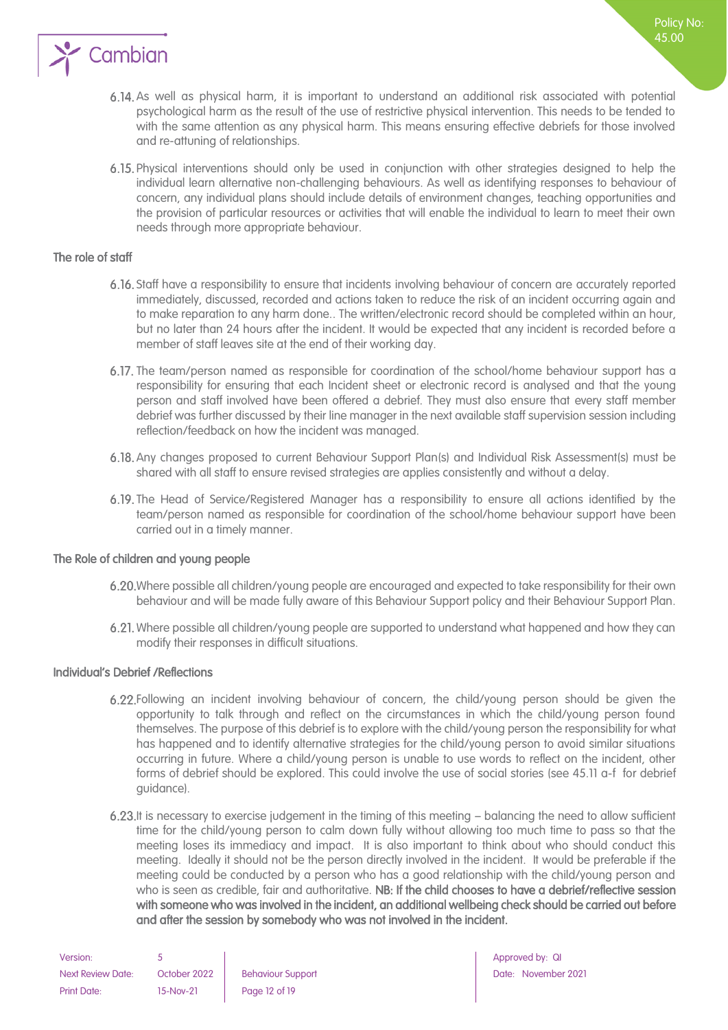6.14. As well as physical harm, it is important to understand an additional risk associated with potential psychological harm as the result of the use of restrictive physical intervention. This needs to be tended to with the same attention as any physical harm. This means ensuring effective debriefs for those involved and re-attuning of relationships.

6.15. Physical interventions should only be used in conjunction with other strategies designed to help the individual learn alternative non-challenging behaviours. As well as identifying responses to behaviour of concern, any individual plans should include details of environment changes, teaching opportunities and the provision of particular resources or activities that will enable the individual to learn to meet their own needs through more appropriate behaviour.

### The role of staff

6.16. Staff have a responsibility to ensure that incidents involving behaviour of concern are accurately reported immediately, discussed, recorded and actions taken to reduce the risk of an incident occurring again and to make reparation to any harm done.. The written/electronic record should be completed within an hour, but no later than 24 hours after the incident. It would be expected that any incident is recorded before a member of staff leaves site at the end of their working day.

6.17. The team/person named as responsible for coordination of the school/home behaviour support has a responsibility for ensuring that each Incident sheet or electronic record is analysed and that the young person and staff involved have been offered a debrief. They must also ensure that every staff member debrief was further discussed by their line manager in the next available staff supervision session including reflection/feedback on how the incident was managed.

6.18. Any changes proposed to current Behaviour Support Plan(s) and Individual Risk Assessment(s) must be shared with all staff to ensure revised strategies are applies consistently and without a delay.

6.19. The Head of Service/Registered Manager has a responsibility to ensure all actions identified by the team/person named as responsible for coordination of the school/home behaviour support have been carried out in a timely manner.

### The Role of children and young people

6.20. Where possible all children/young people are encouraged and expected to take responsibility for their own behaviour and will be made fully aware of this Behaviour Support policy and their Behaviour Support Plan.

6.21. Where possible all children/young people are supported to understand what happened and how they can modify their responses in difficult situations.

### Individual's Debrief /Reflections

6.22. Following an incident involving behaviour of concern, the child/young person should be given the opportunity to talk through and reflect on the circumstances in which the child/young person found themselves. The purpose of this debrief is to explore with the child/young person the responsibility for what has happened and to identify alternative strategies for the child/young person to avoid similar situations occurring in future. Where a child/young person is unable to use words to reflect on the incident, other forms of debrief should be explored. This could involve the use of social stories (see 45.11 a-f for debrief guidance).

6.23. It is necessary to exercise judgement in the timing of this meeting – balancing the need to allow sufficient time for the child/young person to calm down fully without allowing too much time to pass so that the meeting loses its immediacy and impact. It is also important to think about who should conduct this meeting. Ideally it should not be the person directly involved in the incident. It would be preferable if the meeting could be conducted by a person who has a good relationship with the child/young person and who is seen as credible, fair and authoritative. **NB: If the child chooses to have a debrief/reflective session with someone who was involved in the incident, an additional wellbeing check should be carried out before and after the session by somebody who was not involved in the incident.**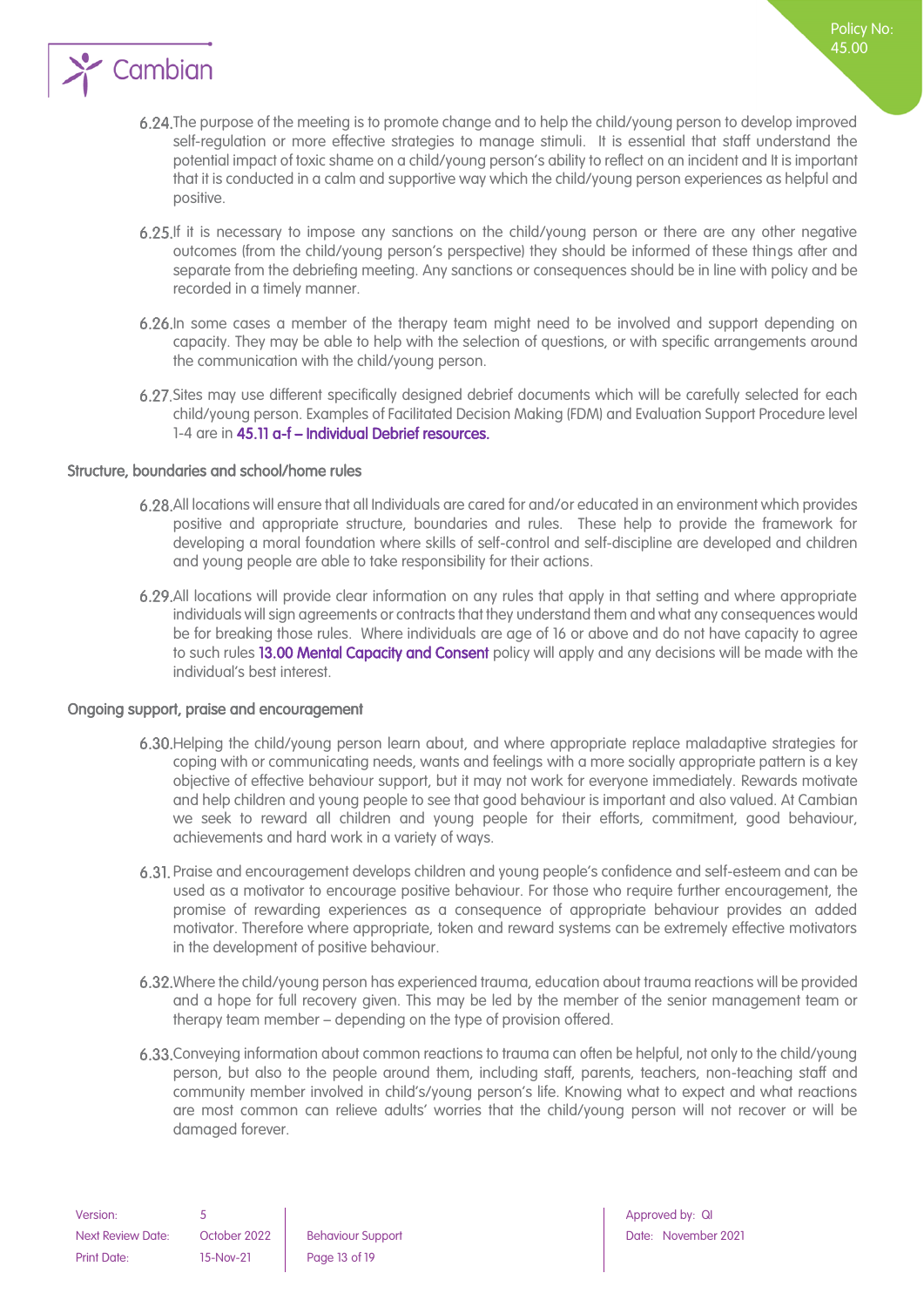6.24. The purpose of the meeting is to promote change and to help the child/young person to develop improved self-regulation or more effective strategies to manage stimuli. It is essential that staff understand the potential impact of toxic shame on a child/young person's ability to reflect on an incident and It is important that it is conducted in a calm and supportive way which the child/young person experiences as helpful and positive.

6.25. If it is necessary to impose any sanctions on the child/young person or there are any other negative outcomes (from the child/young person's perspective) they should be informed of these things after and separate from the debriefing meeting. Any sanctions or consequences should be in line with policy and be recorded in a timely manner.

6.26. In some cases a member of the therapy team might need to be involved and support depending on capacity. They may be able to help with the selection of questions, or with specific arrangements around the communication with the child/young person.

6.27. Sites may use different specifically designed debrief documents which will be carefully selected for each child/young person. Examples of Facilitated Decision Making (FDM) and Evaluation Support Procedure level 1-4 are in **45.11 a-f – Individual Debrief resources.**

### Structure, boundaries and school/home rules

6.28. All locations will ensure that all Individuals are cared for and/or educated in an environment which provides positive and appropriate structure, boundaries and rules. These help to provide the framework for developing a moral foundation where skills of self-control and self-discipline are developed and children and young people are able to take responsibility for their actions.

6.29. All locations will provide clear information on any rules that apply in that setting and where appropriate individuals will sign agreements or contracts that they understand them and what any consequences would be for breaking those rules. Where individuals are age of 16 or above and do not have capacity to agree to such rules **13.00 Mental Capacity and Consent** policy will apply and any decisions will be made with the individual's best interest.

### Ongoing support, praise and encouragement

6.30. Helping the child/young person learn about, and where appropriate replace maladaptive strategies for coping with or communicating needs, wants and feelings with a more socially appropriate pattern is a key objective of effective behaviour support, but it may not work for everyone immediately. Rewards motivate and help children and young people to see that good behaviour is important and also valued. At Cambian we seek to reward all children and young people for their efforts, commitment, good behaviour, achievements and hard work in a variety of ways.

6.31. Praise and encouragement develops children and young people's confidence and self-esteem and can be used as a motivator to encourage positive behaviour. For those who require further encouragement, the promise of rewarding experiences as a consequence of appropriate behaviour provides an added motivator. Therefore where appropriate, token and reward systems can be extremely effective motivators in the development of positive behaviour.

6.32. Where the child/young person has experienced trauma, education about trauma reactions will be provided and a hope for full recovery given. This may be led by the member of the senior management team or therapy team member – depending on the type of provision offered.

6.33. Conveying information about common reactions to trauma can often be helpful, not only to the child/young person, but also to the people around them, including staff, parents, teachers, non-teaching staff and community member involved in child's/young person's life. Knowing what to expect and what reactions are most common can relieve adults' worries that the child/young person will not recover or will be damaged forever.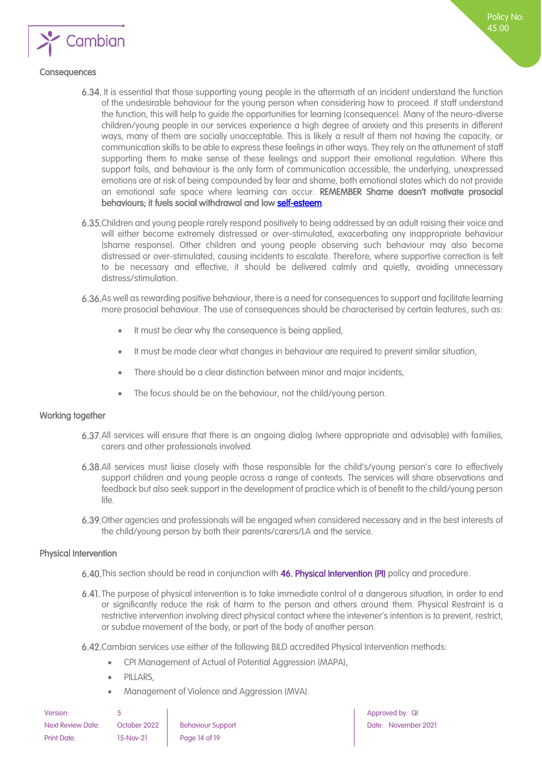### Consequences

6.34. It is essential that those supporting young people in the aftermath of an incident understand the function of the undesirable behaviour for the young person when considering how to proceed. If staff understand the function, this will help to guide the opportunities for learning (consequence). Many of the neuro-diverse children/young people in our services experience a high degree of anxiety and this presents in different ways, many of them are socially unacceptable. This is likely a result of them not having the capacity, or communication skills to be able to express these feelings in other ways. They rely on the attunement of staff supporting them to make sense of these feelings and support their emotional regulation. Where this support fails, and behaviour is the only form of communication accessible, the underlying, unexpressed emotions are at risk of being compounded by fear and shame, both emotional states which do not provide an emotional safe space where learning can occur. **REMEMBER Shame doesn't motivate prosocial behaviours; it fuels social withdrawal and low self-esteem**.

6.35. Children and young people rarely respond positively to being addressed by an adult raising their voice and will either become extremely distressed or over-stimulated, exacerbating any inappropriate behaviour (shame response). Other children and young people observing such behaviour may also become distressed or over-stimulated, causing incidents to escalate. Therefore, where supportive correction is felt to be necessary and effective, it should be delivered calmly and quietly, avoiding unnecessary distress/stimulation.

6.36. As well as rewarding positive behaviour, there is a need for consequences to support and facilitate learning more prosocial behaviour. The use of consequences should be characterised by certain features, such as:

- It must be clear why the consequence is being applied,
- It must be made clear what changes in behaviour are required to prevent similar situation,
- There should be a clear distinction between minor and major incidents,
- The focus should be on the behaviour, not the child/young person.

### Working together

6.37. All services will ensure that there is an ongoing dialog (where appropriate and advisable) with families, carers and other professionals involved.

6.38. All services must liaise closely with those responsible for the child's/young person's care to effectively support children and young people across a range of contexts. The services will share observations and feedback but also seek support in the development of practice which is of benefit to the child/young person life.

6.39. Other agencies and professionals will be engaged when considered necessary and in the best interests of the child/young person by both their parents/carers/LA and the service.

### Physical Intervention

6.40. This section should be read in conjunction with **46. Physical Intervention (PI)** policy and procedure.

6.41. The purpose of physical intervention is to take immediate control of a dangerous situation, in order to end or significantly reduce the risk of harm to the person and others around them. Physical Restraint is a restrictive intervention involving direct physical contact where the intevener's intention is to prevent, restrict, or subdue movement of the body, or part of the body of another person.

6.42. Cambian services use either of the following BILD accredited Physical Intervention methods:

- CPI Management of Actual of Potential Aggression (MAPA),
- PILLARS,
- Management of Violence and Aggression (MVA).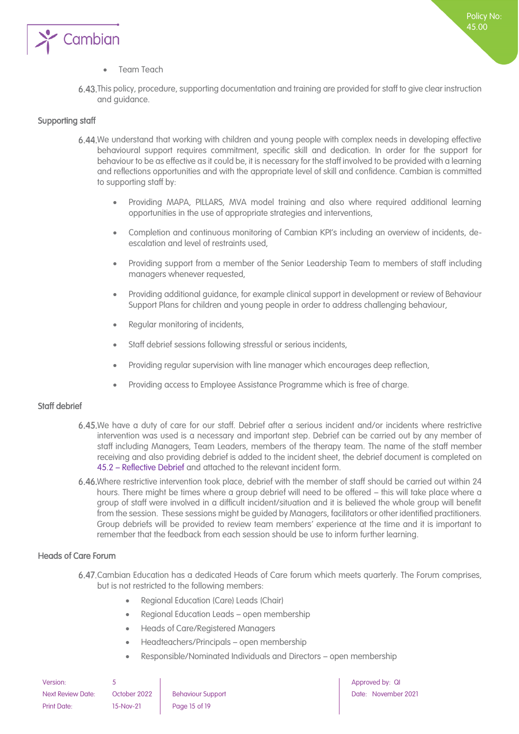- Team Teach

6.43. This policy, procedure, supporting documentation and training are provided for staff to give clear instruction and guidance.

### Supporting staff

6.44. We understand that working with children and young people with complex needs in developing effective behavioural support requires commitment, specific skill and dedication. In order for the support for behaviour to be as effective as it could be, it is necessary for the staff involved to be provided with a learning and reflections opportunities and with the appropriate level of skill and confidence. Cambian is committed to supporting staff by:

- Providing MAPA, PILLARS, MVA model training and also where required additional learning opportunities in the use of appropriate strategies and interventions,
- Completion and continuous monitoring of Cambian KPI's including an overview of incidents, de-escalation and level of restraints used,
- Providing support from a member of the Senior Leadership Team to members of staff including managers whenever requested,
- Providing additional guidance, for example clinical support in development or review of Behaviour Support Plans for children and young people in order to address challenging behaviour,
- Regular monitoring of incidents,
- Staff debrief sessions following stressful or serious incidents,
- Providing regular supervision with line manager which encourages deep reflection,
- Providing access to Employee Assistance Programme which is free of charge.

### Staff debrief

6.45. We have a duty of care for our staff. Debrief after a serious incident and/or incidents where restrictive intervention was used is a necessary and important step. Debrief can be carried out by any member of staff including Managers, Team Leaders, members of the therapy team. The name of the staff member receiving and also providing debrief is added to the incident sheet, the debrief document is completed on 45.2 – Reflective Debrief and attached to the relevant incident form.

6.46. Where restrictive intervention took place, debrief with the member of staff should be carried out within 24 hours. There might be times where a group debrief will need to be offered – this will take place where a group of staff were involved in a difficult incident/situation and it is believed the whole group will benefit from the session. These sessions might be guided by Managers, facilitators or other identified practitioners. Group debriefs will be provided to review team members' experience at the time and it is important to remember that the feedback from each session should be use to inform further learning.

### Heads of Care Forum

6.47. Cambian Education has a dedicated Heads of Care forum which meets quarterly. The Forum comprises, but is not restricted to the following members:

- Regional Education (Care) Leads (Chair)
- Regional Education Leads – open membership
- Heads of Care/Registered Managers
- Headteachers/Principals – open membership
- Responsible/Nominated Individuals and Directors – open membership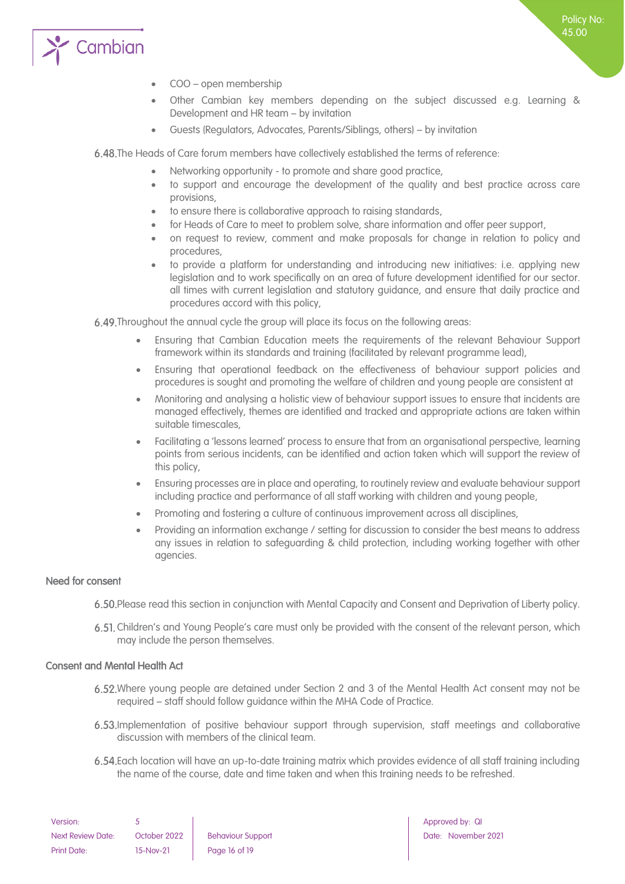- COO – open membership
- Other Cambian key members depending on the subject discussed e.g. Learning & Development and HR team – by invitation
- Guests (Regulators, Advocates, Parents/Siblings, others) – by invitation

6.48. The Heads of Care forum members have collectively established the terms of reference:

- Networking opportunity - to promote and share good practice,
- to support and encourage the development of the quality and best practice across care provisions,
- to ensure there is collaborative approach to raising standards,
- for Heads of Care to meet to problem solve, share information and offer peer support,
- on request to review, comment and make proposals for change in relation to policy and procedures,
- to provide a platform for understanding and introducing new initiatives: i.e. applying new legislation and to work specifically on an area of future development identified for our sector. all times with current legislation and statutory guidance, and ensure that daily practice and procedures accord with this policy,

6.49. Throughout the annual cycle the group will place its focus on the following areas:

- Ensuring that Cambian Education meets the requirements of the relevant Behaviour Support framework within its standards and training (facilitated by relevant programme lead),
- Ensuring that operational feedback on the effectiveness of behaviour support policies and procedures is sought and promoting the welfare of children and young people are consistent at
- Monitoring and analysing a holistic view of behaviour support issues to ensure that incidents are managed effectively, themes are identified and tracked and appropriate actions are taken within suitable timescales,
- Facilitating a 'lessons learned' process to ensure that from an organisational perspective, learning points from serious incidents, can be identified and action taken which will support the review of this policy,
- Ensuring processes are in place and operating, to routinely review and evaluate behaviour support including practice and performance of all staff working with children and young people,
- Promoting and fostering a culture of continuous improvement across all disciplines,
- Providing an information exchange / setting for discussion to consider the best means to address any issues in relation to safeguarding & child protection, including working together with other agencies.

### Need for consent

6.50. Please read this section in conjunction with Mental Capacity and Consent and Deprivation of Liberty policy.

6.51. Children's and Young People's care must only be provided with the consent of the relevant person, which may include the person themselves.

### Consent and Mental Health Act

6.52. Where young people are detained under Section 2 and 3 of the Mental Health Act consent may not be required – staff should follow guidance within the MHA Code of Practice.

6.53. Implementation of positive behaviour support through supervision, staff meetings and collaborative discussion with members of the clinical team.

6.54. Each location will have an up-to-date training matrix which provides evidence of all staff training including the name of the course, date and time taken and when this training needs to be refreshed.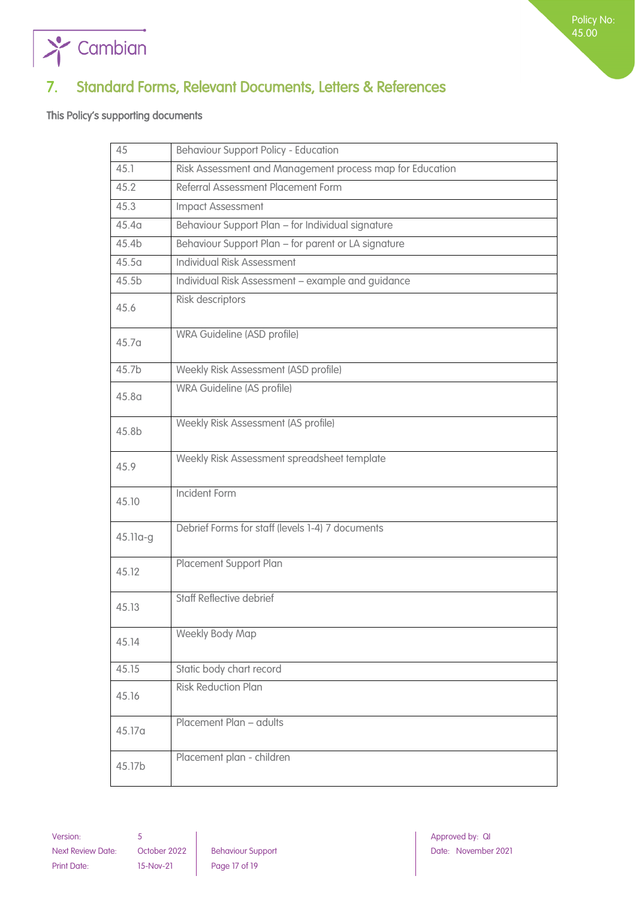## 7. Standard Forms, Relevant Documents, Letters & References

**This Policy's supporting documents**

| 45 | Behaviour Support Policy - Education |
|---|---|
| 45.1 | Risk Assessment and Management process map for Education |
| 45.2 | Referral Assessment Placement Form |
| 45.3 | Impact Assessment |
| 45.4a | Behaviour Support Plan – for Individual signature |
| 45.4b | Behaviour Support Plan – for parent or LA signature |
| 45.5a | Individual Risk Assessment |
| 45.5b | Individual Risk Assessment – example and guidance |
| 45.6 | Risk descriptors |
| 45.7a | WRA Guideline (ASD profile) |
| 45.7b | Weekly Risk Assessment (ASD profile) |
| 45.8a | WRA Guideline (AS profile) |
| 45.8b | Weekly Risk Assessment (AS profile) |
| 45.9 | Weekly Risk Assessment spreadsheet template |
| 45.10 | Incident Form |
| 45.11a-g | Debrief Forms for staff (levels 1-4) 7 documents |
| 45.12 | Placement Support Plan |
| 45.13 | Staff Reflective debrief |
| 45.14 | Weekly Body Map |
| 45.15 | Static body chart record |
| 45.16 | Risk Reduction Plan |
| 45.17a | Placement Plan – adults |
| 45.17b | Placement plan - children |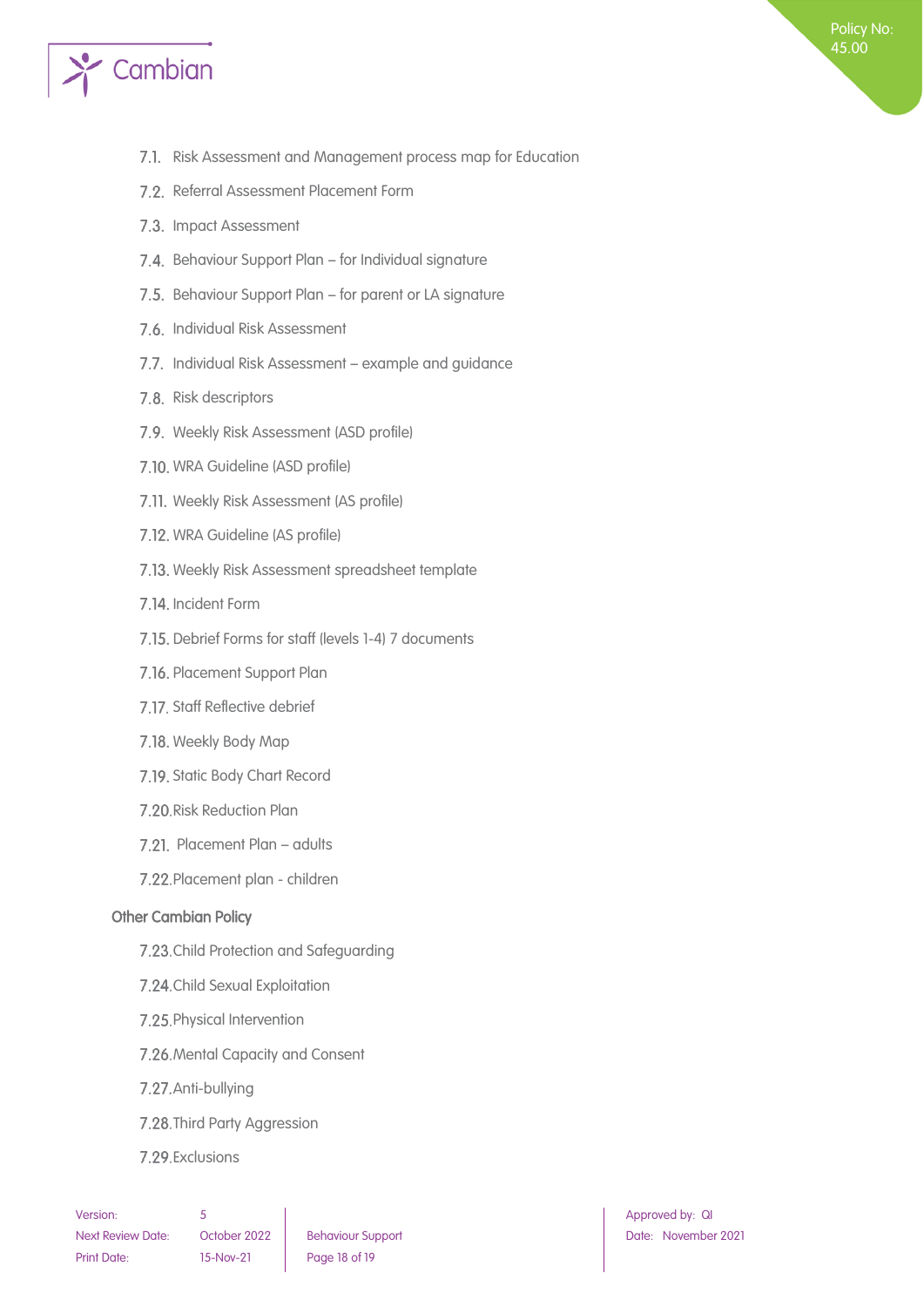- 7.1. Risk Assessment and Management process map for Education
- 7.2. Referral Assessment Placement Form
- 7.3. Impact Assessment
- 7.4. Behaviour Support Plan – for Individual signature
- 7.5. Behaviour Support Plan – for parent or LA signature
- 7.6. Individual Risk Assessment
- 7.7. Individual Risk Assessment – example and guidance
- 7.8. Risk descriptors
- 7.9. Weekly Risk Assessment (ASD profile)
- 7.10. WRA Guideline (ASD profile)
- 7.11. Weekly Risk Assessment (AS profile)
- 7.12. WRA Guideline (AS profile)
- 7.13. Weekly Risk Assessment spreadsheet template
- 7.14. Incident Form
- 7.15. Debrief Forms for staff (levels 1-4) 7 documents
- 7.16. Placement Support Plan
- 7.17. Staff Reflective debrief
- 7.18. Weekly Body Map
- 7.19. Static Body Chart Record
- 7.20. Risk Reduction Plan
- 7.21. Placement Plan – adults
- 7.22. Placement plan - children

**Other Cambian Policy**

- 7.23. Child Protection and Safeguarding
- 7.24. Child Sexual Exploitation
- 7.25. Physical Intervention
- 7.26. Mental Capacity and Consent
- 7.27. Anti-bullying
- 7.28. Third Party Aggression
- 7.29. Exclusions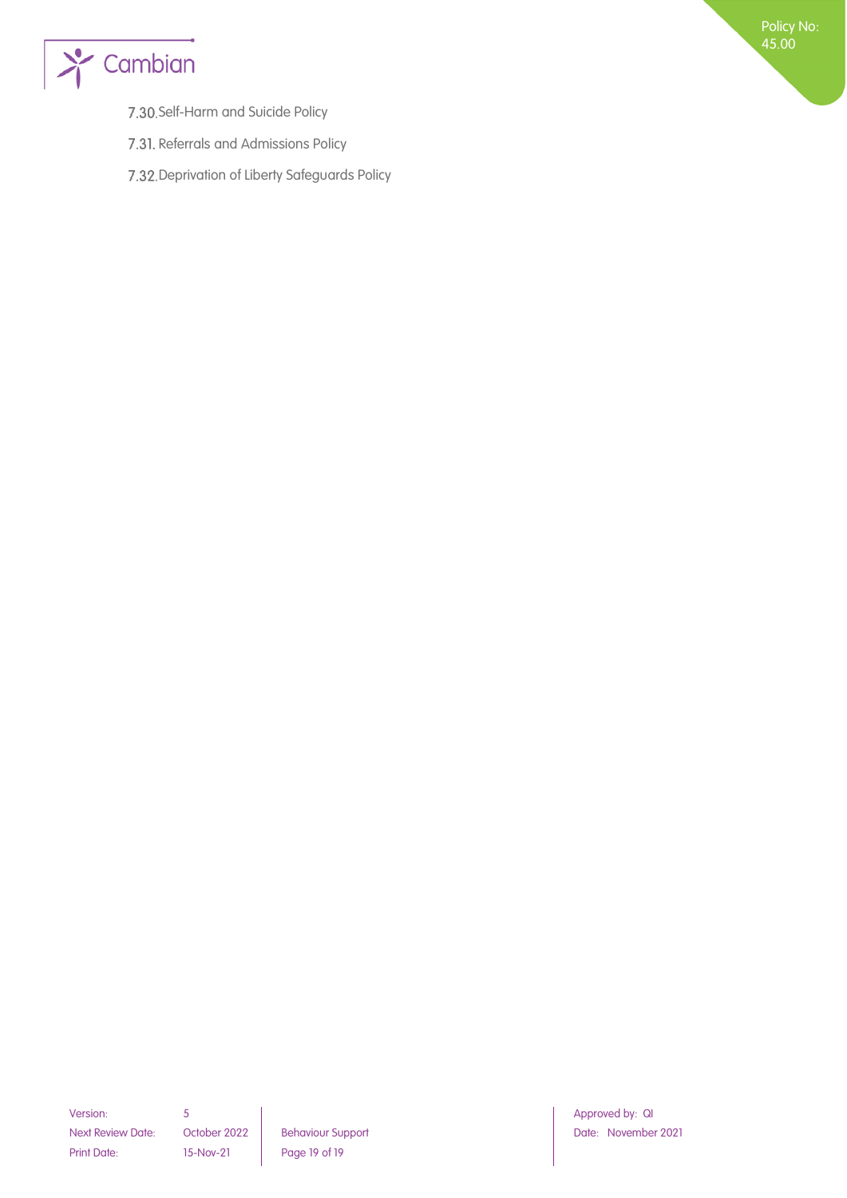7.30. Self-Harm and Suicide Policy

7.31. Referrals and Admissions Policy

7.32. Deprivation of Liberty Safeguards Policy